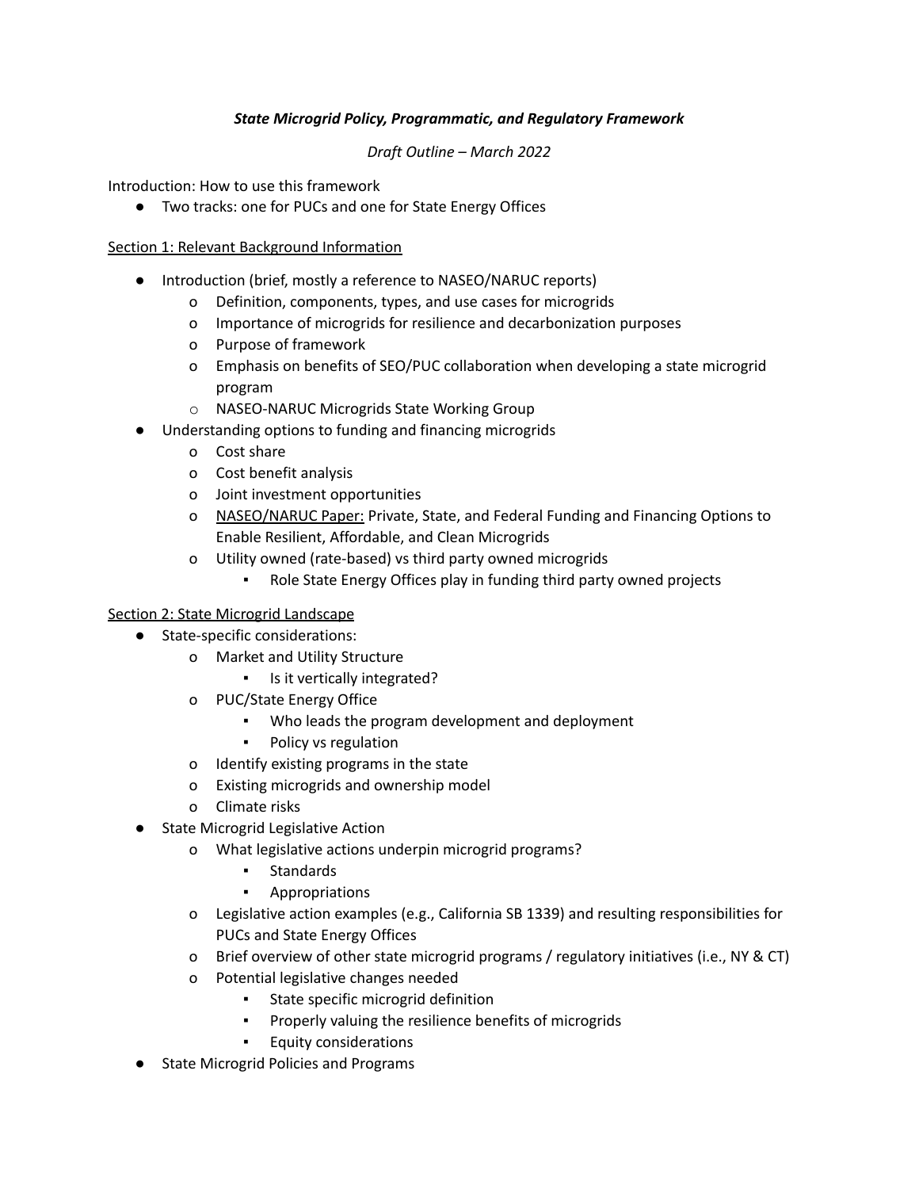***State Microgrid Policy, Programmatic, and Regulatory Framework***

*Draft Outline – March 2022*

Introduction: How to use this framework

- Two tracks: one for PUCs and one for State Energy Offices

<u>Section 1: Relevant Background Information</u>

- Introduction (brief, mostly a reference to NASEO/NARUC reports)
    - Definition, components, types, and use cases for microgrids
    - Importance of microgrids for resilience and decarbonization purposes
    - Purpose of framework
    - Emphasis on benefits of SEO/PUC collaboration when developing a state microgrid program
    - NASEO-NARUC Microgrids State Working Group
- Understanding options to funding and financing microgrids
    - Cost share
    - Cost benefit analysis
    - Joint investment opportunities
    - <u>NASEO/NARUC Paper:</u> Private, State, and Federal Funding and Financing Options to Enable Resilient, Affordable, and Clean Microgrids
    - Utility owned (rate-based) vs third party owned microgrids
        - Role State Energy Offices play in funding third party owned projects

<u>Section 2: State Microgrid Landscape</u>

- State-specific considerations:
    - Market and Utility Structure
        - Is it vertically integrated?
    - PUC/State Energy Office
        - Who leads the program development and deployment
        - Policy vs regulation
    - Identify existing programs in the state
    - Existing microgrids and ownership model
    - Climate risks
- State Microgrid Legislative Action
    - What legislative actions underpin microgrid programs?
        - Standards
        - Appropriations
    - Legislative action examples (e.g., California SB 1339) and resulting responsibilities for PUCs and State Energy Offices
    - Brief overview of other state microgrid programs / regulatory initiatives (i.e., NY & CT)
    - Potential legislative changes needed
        - State specific microgrid definition
        - Properly valuing the resilience benefits of microgrids
        - Equity considerations
- State Microgrid Policies and Programs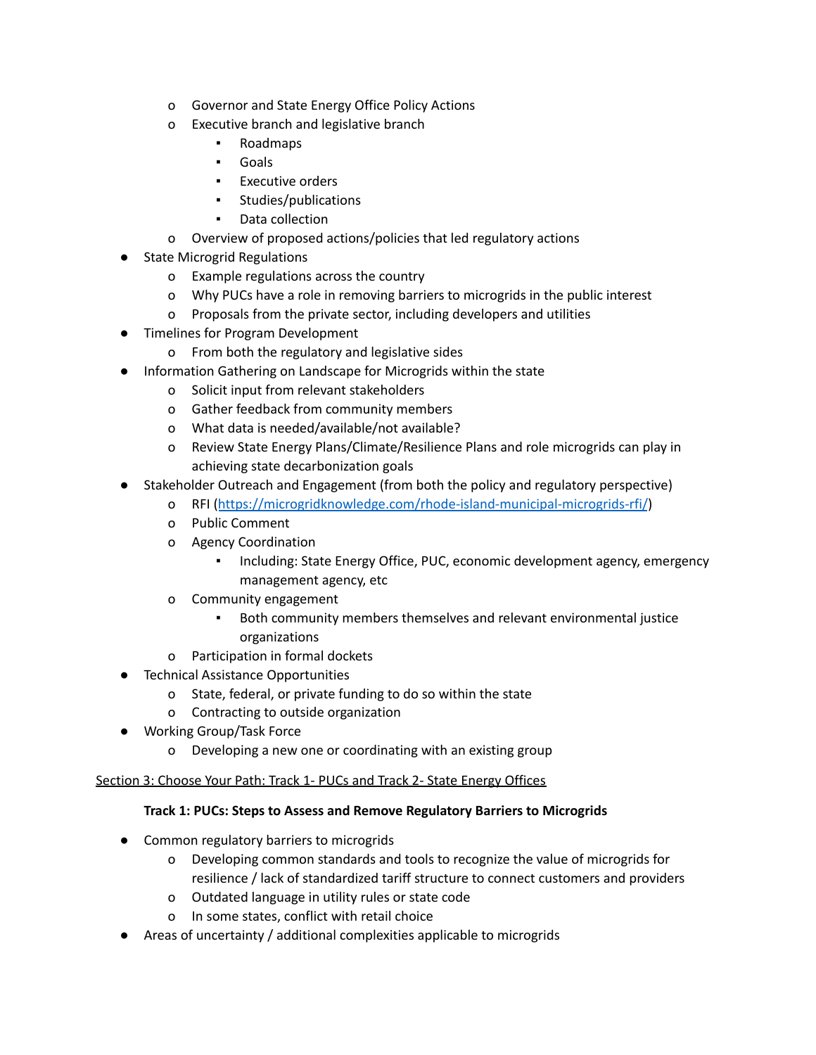- Governor and State Energy Office Policy Actions
    - Executive branch and legislative branch
        - Roadmaps
        - Goals
        - Executive orders
        - Studies/publications
        - Data collection
    - Overview of proposed actions/policies that led regulatory actions
- State Microgrid Regulations
    - Example regulations across the country
    - Why PUCs have a role in removing barriers to microgrids in the public interest
    - Proposals from the private sector, including developers and utilities
- Timelines for Program Development
    - From both the regulatory and legislative sides
- Information Gathering on Landscape for Microgrids within the state
    - Solicit input from relevant stakeholders
    - Gather feedback from community members
    - What data is needed/available/not available?
    - Review State Energy Plans/Climate/Resilience Plans and role microgrids can play in achieving state decarbonization goals
- Stakeholder Outreach and Engagement (from both the policy and regulatory perspective)
    - RFI ([https://microgridknowledge.com/rhode-island-municipal-microgrids-rfi/](https://microgridknowledge.com/rhode-island-municipal-microgrids-rfi/))
    - Public Comment
    - Agency Coordination
        - Including: State Energy Office, PUC, economic development agency, emergency management agency, etc
    - Community engagement
        - Both community members themselves and relevant environmental justice organizations
    - Participation in formal dockets
- Technical Assistance Opportunities
    - State, federal, or private funding to do so within the state
    - Contracting to outside organization
- Working Group/Task Force
    - Developing a new one or coordinating with an existing group

<u>Section 3: Choose Your Path: Track 1- PUCs and Track 2- State Energy Offices</u>

**Track 1: PUCs: Steps to Assess and Remove Regulatory Barriers to Microgrids**

- Common regulatory barriers to microgrids
    - Developing common standards and tools to recognize the value of microgrids for resilience / lack of standardized tariff structure to connect customers and providers
    - Outdated language in utility rules or state code
    - In some states, conflict with retail choice
- Areas of uncertainty / additional complexities applicable to microgrids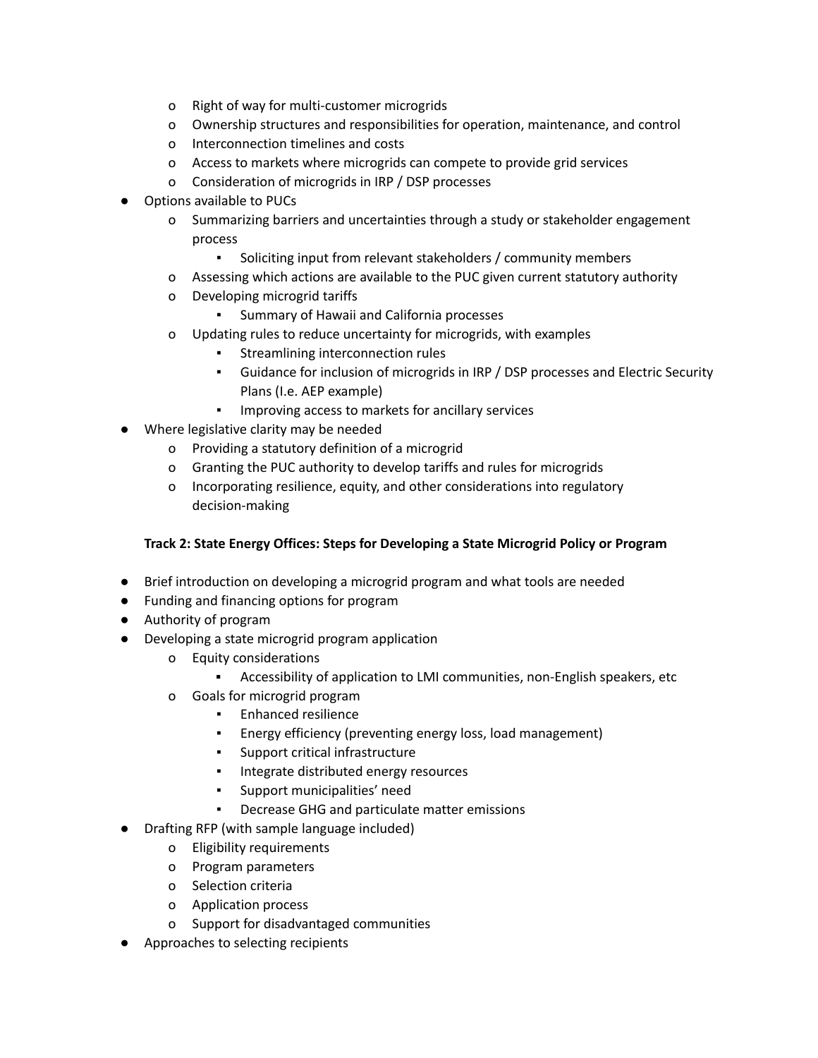- Right of way for multi-customer microgrids
  - Ownership structures and responsibilities for operation, maintenance, and control
  - Interconnection timelines and costs
  - Access to markets where microgrids can compete to provide grid services
  - Consideration of microgrids in IRP / DSP processes
- Options available to PUCs
  - Summarizing barriers and uncertainties through a study or stakeholder engagement process
    - Soliciting input from relevant stakeholders / community members
  - Assessing which actions are available to the PUC given current statutory authority
  - Developing microgrid tariffs
    - Summary of Hawaii and California processes
  - Updating rules to reduce uncertainty for microgrids, with examples
    - Streamlining interconnection rules
    - Guidance for inclusion of microgrids in IRP / DSP processes and Electric Security Plans (I.e. AEP example)
    - Improving access to markets for ancillary services
- Where legislative clarity may be needed
  - Providing a statutory definition of a microgrid
  - Granting the PUC authority to develop tariffs and rules for microgrids
  - Incorporating resilience, equity, and other considerations into regulatory decision-making

**Track 2: State Energy Offices: Steps for Developing a State Microgrid Policy or Program**

- Brief introduction on developing a microgrid program and what tools are needed
- Funding and financing options for program
- Authority of program
- Developing a state microgrid program application
  - Equity considerations
    - Accessibility of application to LMI communities, non-English speakers, etc
  - Goals for microgrid program
    - Enhanced resilience
    - Energy efficiency (preventing energy loss, load management)
    - Support critical infrastructure
    - Integrate distributed energy resources
    - Support municipalities' need
    - Decrease GHG and particulate matter emissions
- Drafting RFP (with sample language included)
  - Eligibility requirements
  - Program parameters
  - Selection criteria
  - Application process
  - Support for disadvantaged communities
- Approaches to selecting recipients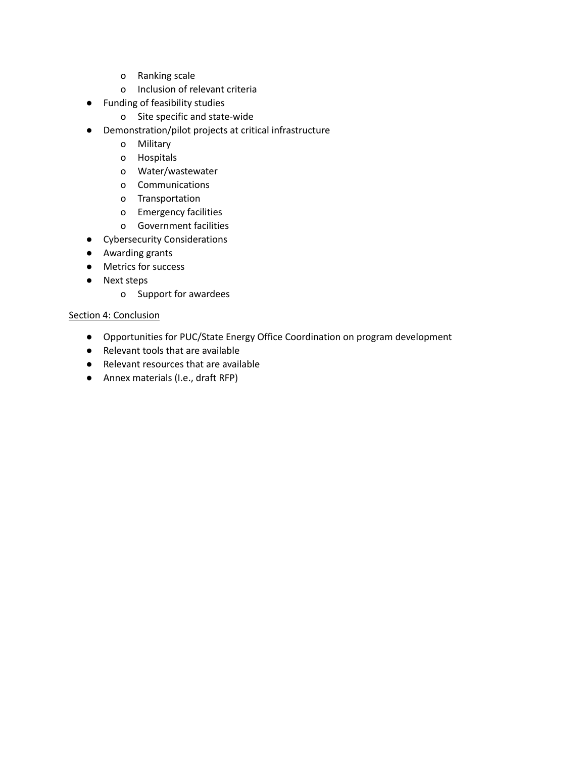- Ranking scale
    - Inclusion of relevant criteria
- Funding of feasibility studies
    - Site specific and state-wide
- Demonstration/pilot projects at critical infrastructure
    - Military
    - Hospitals
    - Water/wastewater
    - Communications
    - Transportation
    - Emergency facilities
    - Government facilities
- Cybersecurity Considerations
- Awarding grants
- Metrics for success
- Next steps
    - Support for awardees

<u>Section 4: Conclusion</u>

- Opportunities for PUC/State Energy Office Coordination on program development
- Relevant tools that are available
- Relevant resources that are available
- Annex materials (I.e., draft RFP)